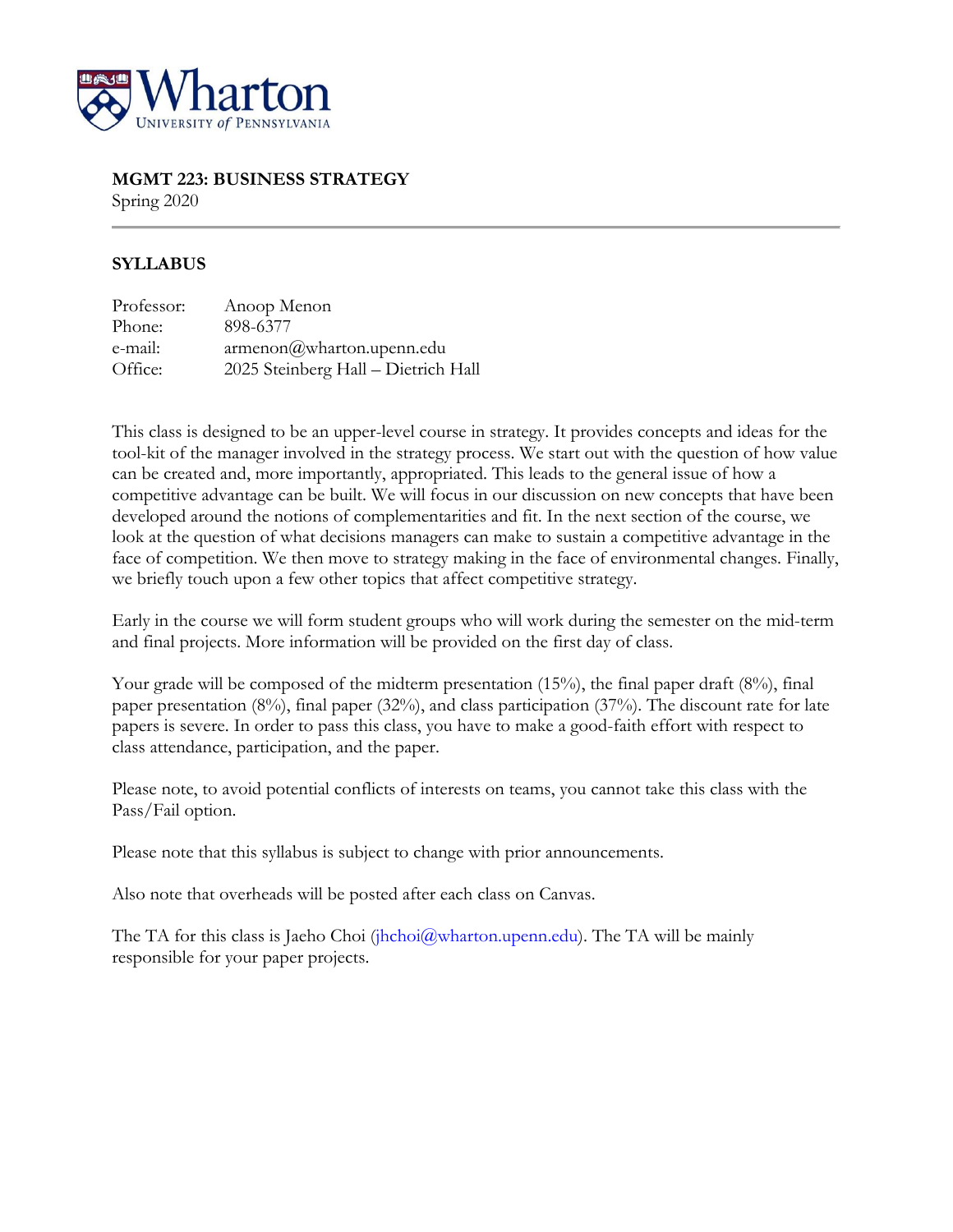**MGMT 223: BUSINESS STRATEGY**
Spring 2020

**SYLLABUS**

| | |
|---|---|
| Professor: | Anoop Menon |
| Phone: | 898-6377 |
| e-mail: | armenon@wharton.upenn.edu |
| Office: | 2025 Steinberg Hall – Dietrich Hall |

This class is designed to be an upper-level course in strategy. It provides concepts and ideas for the tool-kit of the manager involved in the strategy process. We start out with the question of how value can be created and, more importantly, appropriated. This leads to the general issue of how a competitive advantage can be built. We will focus in our discussion on new concepts that have been developed around the notions of complementarities and fit. In the next section of the course, we look at the question of what decisions managers can make to sustain a competitive advantage in the face of competition. We then move to strategy making in the face of environmental changes. Finally, we briefly touch upon a few other topics that affect competitive strategy.

Early in the course we will form student groups who will work during the semester on the mid-term and final projects. More information will be provided on the first day of class.

Your grade will be composed of the midterm presentation (15%), the final paper draft (8%), final paper presentation (8%), final paper (32%), and class participation (37%). The discount rate for late papers is severe. In order to pass this class, you have to make a good-faith effort with respect to class attendance, participation, and the paper.

Please note, to avoid potential conflicts of interests on teams, you cannot take this class with the Pass/Fail option.

Please note that this syllabus is subject to change with prior announcements.

Also note that overheads will be posted after each class on Canvas.

The TA for this class is Jaeho Choi (jhchoi@wharton.upenn.edu). The TA will be mainly responsible for your paper projects.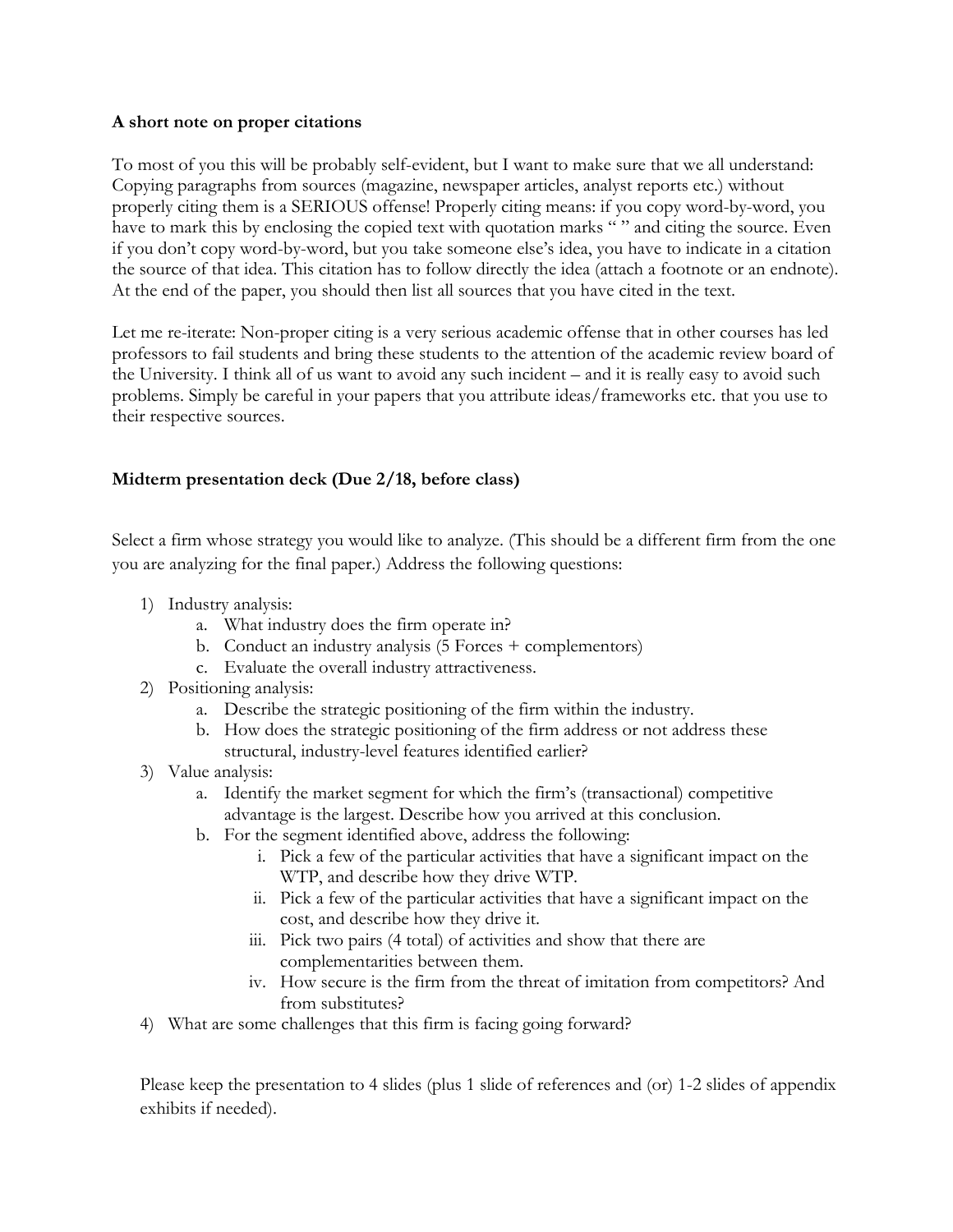**A short note on proper citations**

To most of you this will be probably self-evident, but I want to make sure that we all understand: Copying paragraphs from sources (magazine, newspaper articles, analyst reports etc.) without properly citing them is a SERIOUS offense! Properly citing means: if you copy word-by-word, you have to mark this by enclosing the copied text with quotation marks " " and citing the source. Even if you don't copy word-by-word, but you take someone else's idea, you have to indicate in a citation the source of that idea. This citation has to follow directly the idea (attach a footnote or an endnote). At the end of the paper, you should then list all sources that you have cited in the text.

Let me re-iterate: Non-proper citing is a very serious academic offense that in other courses has led professors to fail students and bring these students to the attention of the academic review board of the University. I think all of us want to avoid any such incident – and it is really easy to avoid such problems. Simply be careful in your papers that you attribute ideas/frameworks etc. that you use to their respective sources.

**Midterm presentation deck (Due 2/18, before class)**

Select a firm whose strategy you would like to analyze. (This should be a different firm from the one you are analyzing for the final paper.) Address the following questions:

1) Industry analysis:
    a. What industry does the firm operate in?
    b. Conduct an industry analysis (5 Forces + complementors)
    c. Evaluate the overall industry attractiveness.
2) Positioning analysis:
    a. Describe the strategic positioning of the firm within the industry.
    b. How does the strategic positioning of the firm address or not address these structural, industry-level features identified earlier?
3) Value analysis:
    a. Identify the market segment for which the firm's (transactional) competitive advantage is the largest. Describe how you arrived at this conclusion.
    b. For the segment identified above, address the following:
        i. Pick a few of the particular activities that have a significant impact on the WTP, and describe how they drive WTP.
        ii. Pick a few of the particular activities that have a significant impact on the cost, and describe how they drive it.
        iii. Pick two pairs (4 total) of activities and show that there are complementarities between them.
        iv. How secure is the firm from the threat of imitation from competitors? And from substitutes?
4) What are some challenges that this firm is facing going forward?

Please keep the presentation to 4 slides (plus 1 slide of references and (or) 1-2 slides of appendix exhibits if needed).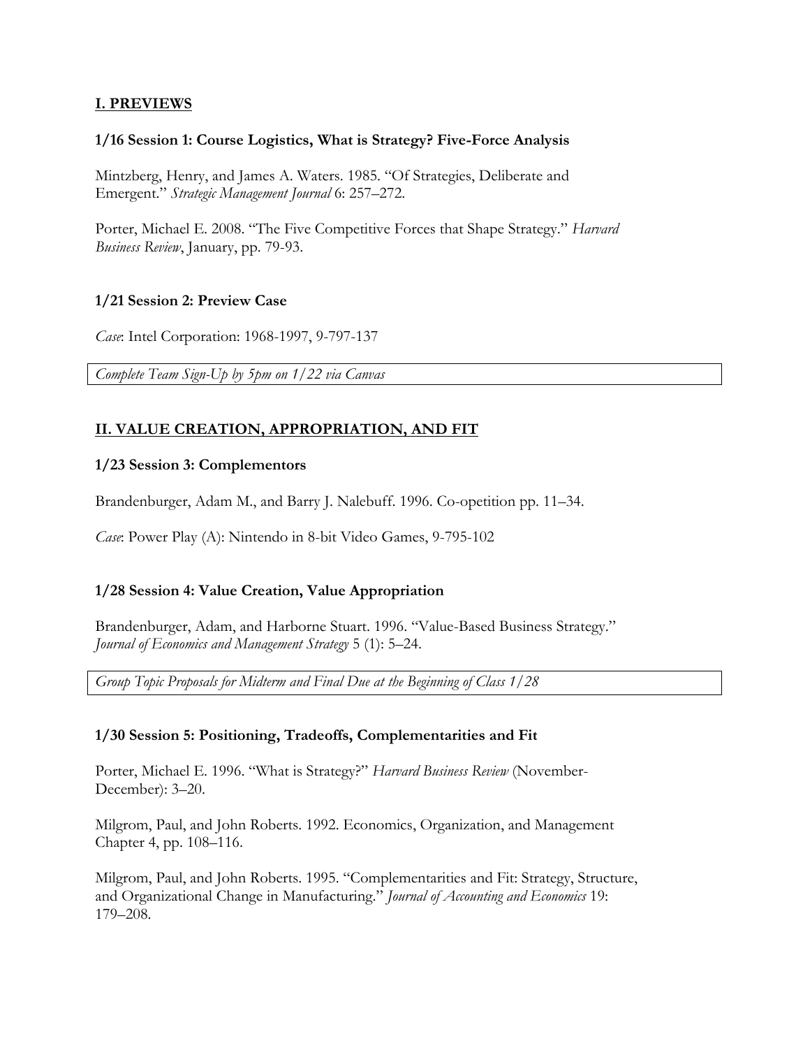## I. PREVIEWS

### 1/16 Session 1: Course Logistics, What is Strategy? Five-Force Analysis

Mintzberg, Henry, and James A. Waters. 1985. "Of Strategies, Deliberate and Emergent." *Strategic Management Journal* 6: 257–272.

Porter, Michael E. 2008. "The Five Competitive Forces that Shape Strategy." *Harvard Business Review*, January, pp. 79-93.

### 1/21 Session 2: Preview Case

*Case*: Intel Corporation: 1968-1997, 9-797-137

*Complete Team Sign-Up by 5pm on 1/22 via Canvas*

## II. VALUE CREATION, APPROPRIATION, AND FIT

### 1/23 Session 3: Complementors

Brandenburger, Adam M., and Barry J. Nalebuff. 1996. Co-opetition pp. 11–34.

*Case*: Power Play (A): Nintendo in 8-bit Video Games, 9-795-102

### 1/28 Session 4: Value Creation, Value Appropriation

Brandenburger, Adam, and Harborne Stuart. 1996. "Value-Based Business Strategy." *Journal of Economics and Management Strategy* 5 (1): 5–24.

*Group Topic Proposals for Midterm and Final Due at the Beginning of Class 1/28*

### 1/30 Session 5: Positioning, Tradeoffs, Complementarities and Fit

Porter, Michael E. 1996. "What is Strategy?" *Harvard Business Review* (November-December): 3–20.

Milgrom, Paul, and John Roberts. 1992. Economics, Organization, and Management Chapter 4, pp. 108–116.

Milgrom, Paul, and John Roberts. 1995. "Complementarities and Fit: Strategy, Structure, and Organizational Change in Manufacturing." *Journal of Accounting and Economics* 19: 179–208.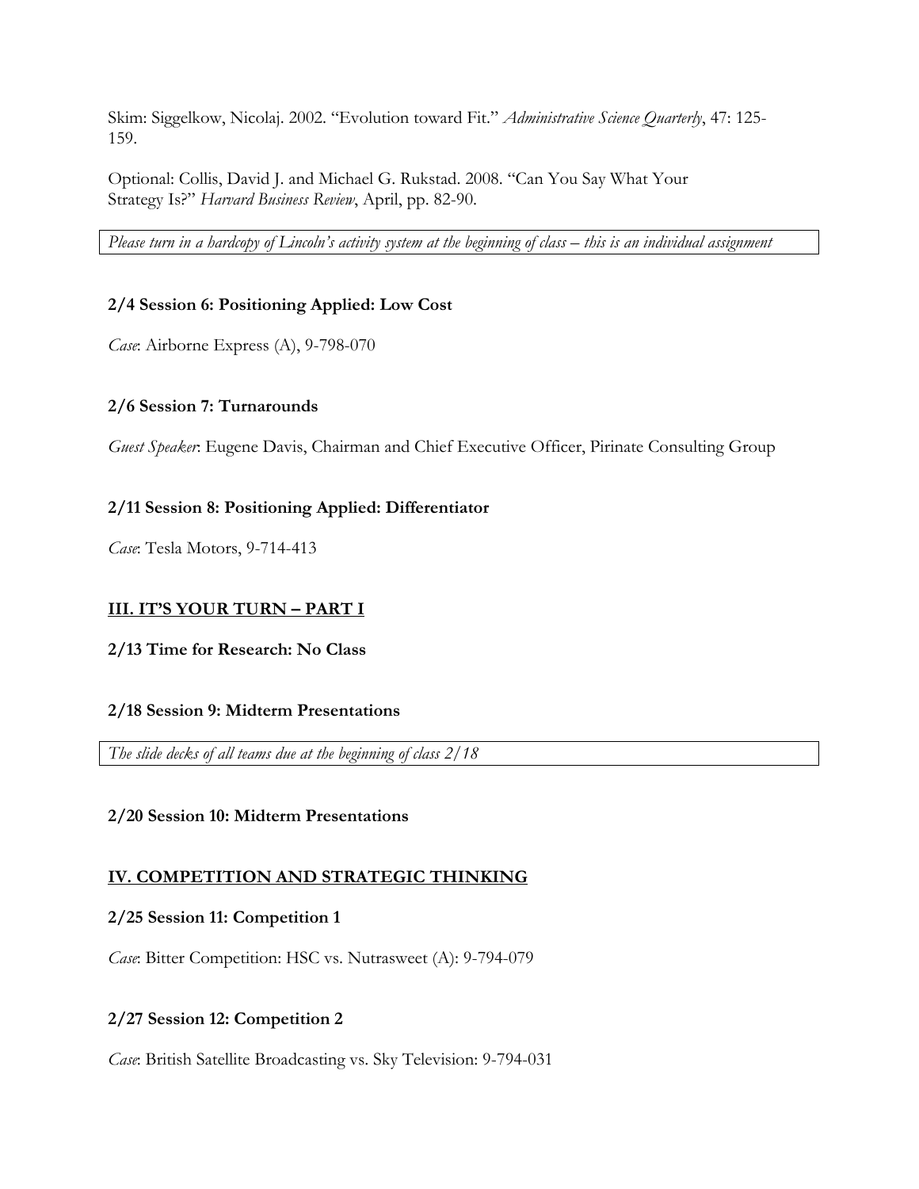Skim: Siggelkow, Nicolaj. 2002. "Evolution toward Fit." *Administrative Science Quarterly*, 47: 125-159.

Optional: Collis, David J. and Michael G. Rukstad. 2008. "Can You Say What Your Strategy Is?" *Harvard Business Review*, April, pp. 82-90.

*Please turn in a hardcopy of Lincoln's activity system at the beginning of class – this is an individual assignment*

**2/4 Session 6: Positioning Applied: Low Cost**

*Case*: Airborne Express (A), 9-798-070

**2/6 Session 7: Turnarounds**

*Guest Speaker*: Eugene Davis, Chairman and Chief Executive Officer, Pirinate Consulting Group

**2/11 Session 8: Positioning Applied: Differentiator**

*Case*: Tesla Motors, 9-714-413

## III. IT'S YOUR TURN – PART I

**2/13 Time for Research: No Class**

**2/18 Session 9: Midterm Presentations**

*The slide decks of all teams due at the beginning of class 2/18*

**2/20 Session 10: Midterm Presentations**

## IV. COMPETITION AND STRATEGIC THINKING

**2/25 Session 11: Competition 1**

*Case*: Bitter Competition: HSC vs. Nutrasweet (A): 9-794-079

**2/27 Session 12: Competition 2**

*Case*: British Satellite Broadcasting vs. Sky Television: 9-794-031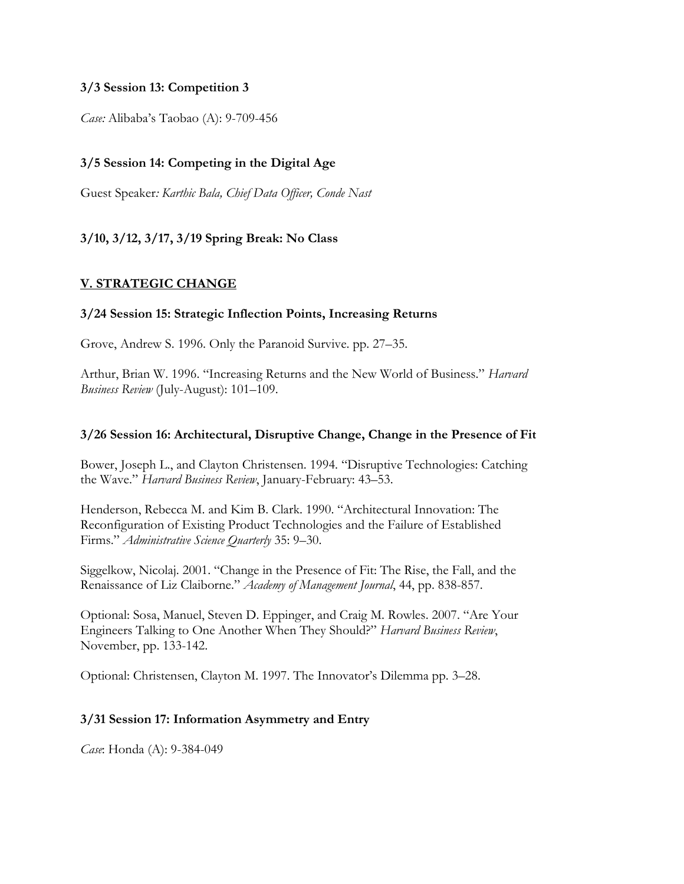**3/3 Session 13: Competition 3**

*Case:* Alibaba's Taobao (A): 9-709-456

**3/5 Session 14: Competing in the Digital Age**

Guest Speaker*: Karthic Bala, Chief Data Officer, Conde Nast*

**3/10, 3/12, 3/17, 3/19 Spring Break: No Class**

## V. STRATEGIC CHANGE

**3/24 Session 15: Strategic Inflection Points, Increasing Returns**

Grove, Andrew S. 1996. Only the Paranoid Survive. pp. 27–35.

Arthur, Brian W. 1996. "Increasing Returns and the New World of Business." *Harvard Business Review* (July-August): 101–109.

**3/26 Session 16: Architectural, Disruptive Change, Change in the Presence of Fit**

Bower, Joseph L., and Clayton Christensen. 1994. "Disruptive Technologies: Catching the Wave." *Harvard Business Review*, January-February: 43–53.

Henderson, Rebecca M. and Kim B. Clark. 1990. "Architectural Innovation: The Reconfiguration of Existing Product Technologies and the Failure of Established Firms." *Administrative Science Quarterly* 35: 9–30.

Siggelkow, Nicolaj. 2001. "Change in the Presence of Fit: The Rise, the Fall, and the Renaissance of Liz Claiborne." *Academy of Management Journal*, 44, pp. 838-857.

Optional: Sosa, Manuel, Steven D. Eppinger, and Craig M. Rowles. 2007. "Are Your Engineers Talking to One Another When They Should?" *Harvard Business Review*, November, pp. 133-142.

Optional: Christensen, Clayton M. 1997. The Innovator's Dilemma pp. 3–28.

**3/31 Session 17: Information Asymmetry and Entry**

*Case*: Honda (A): 9-384-049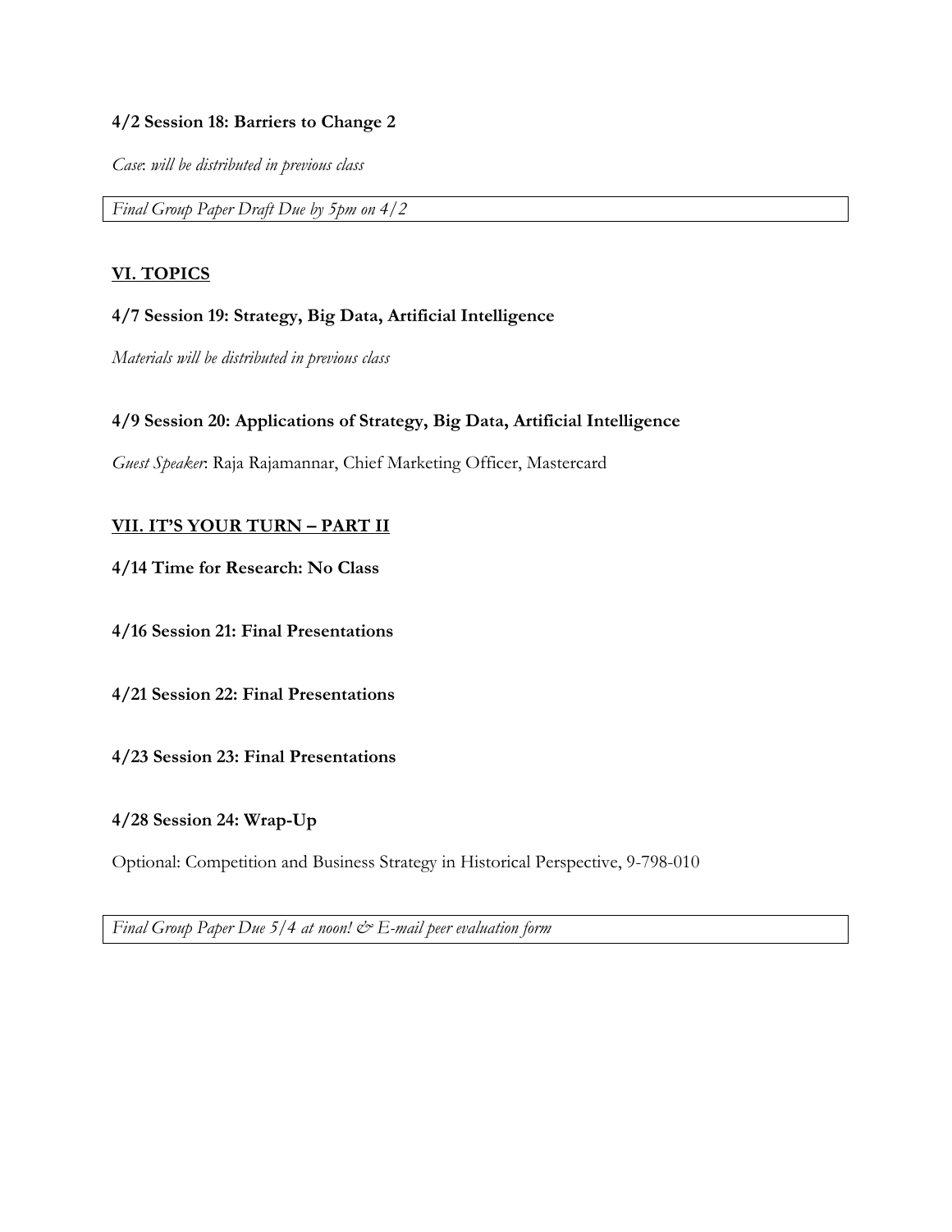**4/2 Session 18: Barriers to Change 2**

*Case: will be distributed in previous class*

*Final Group Paper Draft Due by 5pm on 4/2*

## VI. TOPICS

**4/7 Session 19: Strategy, Big Data, Artificial Intelligence**

*Materials will be distributed in previous class*

**4/9 Session 20: Applications of Strategy, Big Data, Artificial Intelligence**

*Guest Speaker*: Raja Rajamannar, Chief Marketing Officer, Mastercard

## VII. IT'S YOUR TURN – PART II

**4/14 Time for Research: No Class**

**4/16 Session 21: Final Presentations**

**4/21 Session 22: Final Presentations**

**4/23 Session 23: Final Presentations**

**4/28 Session 24: Wrap-Up**

Optional: Competition and Business Strategy in Historical Perspective, 9-798-010

*Final Group Paper Due 5/4 at noon! & E-mail peer evaluation form*